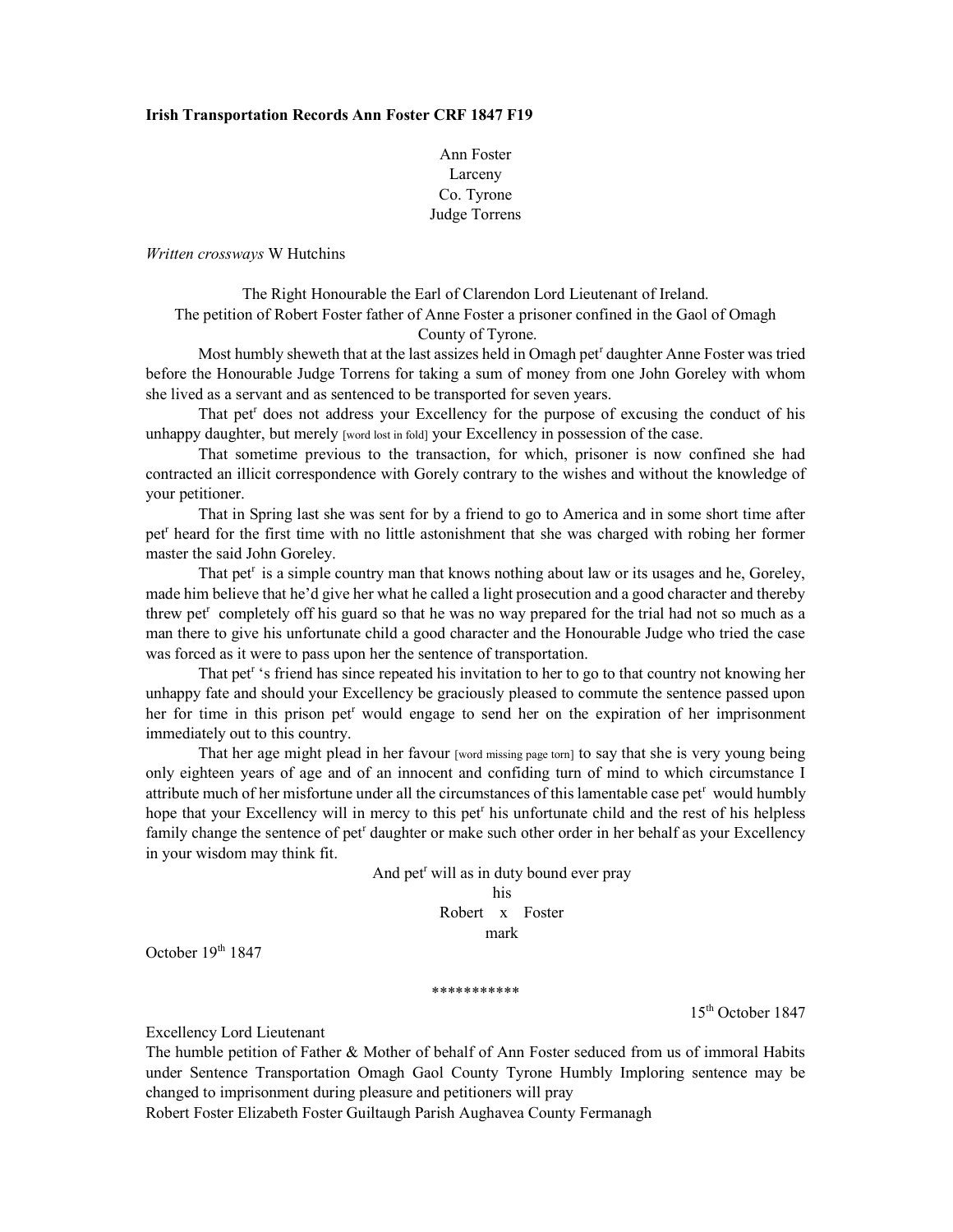**Irish Transportation Records Ann Foster CRF 1847 F19**

Ann Foster
Larceny
Co. Tyrone
Judge Torrens

*Written crossways* W Hutchins

The Right Honourable the Earl of Clarendon Lord Lieutenant of Ireland.
The petition of Robert Foster father of Anne Foster a prisoner confined in the Gaol of Omagh County of Tyrone.

Most humbly sheweth that at the last assizes held in Omagh pet^r daughter Anne Foster was tried before the Honourable Judge Torrens for taking a sum of money from one John Goreley with whom she lived as a servant and as sentenced to be transported for seven years.

That pet^r does not address your Excellency for the purpose of excusing the conduct of his unhappy daughter, but merely [word lost in fold] your Excellency in possession of the case.

That sometime previous to the transaction, for which, prisoner is now confined she had contracted an illicit correspondence with Gorely contrary to the wishes and without the knowledge of your petitioner.

That in Spring last she was sent for by a friend to go to America and in some short time after pet^r heard for the first time with no little astonishment that she was charged with robing her former master the said John Goreley.

That pet^r is a simple country man that knows nothing about law or its usages and he, Goreley, made him believe that he'd give her what he called a light prosecution and a good character and thereby threw pet^r completely off his guard so that he was no way prepared for the trial had not so much as a man there to give his unfortunate child a good character and the Honourable Judge who tried the case was forced as it were to pass upon her the sentence of transportation.

That pet^r 's friend has since repeated his invitation to her to go to that country not knowing her unhappy fate and should your Excellency be graciously pleased to commute the sentence passed upon her for time in this prison pet^r would engage to send her on the expiration of her imprisonment immediately out to this country.

That her age might plead in her favour [word missing page torn] to say that she is very young being only eighteen years of age and of an innocent and confiding turn of mind to which circumstance I attribute much of her misfortune under all the circumstances of this lamentable case pet^r would humbly hope that your Excellency will in mercy to this pet^r his unfortunate child and the rest of his helpless family change the sentence of pet^r daughter or make such other order in her behalf as your Excellency in your wisdom may think fit.

And pet^r will as in duty bound ever pray
his
Robert x Foster
mark

October 19^th 1847

***********

15^th October 1847

Excellency Lord Lieutenant
The humble petition of Father & Mother of behalf of Ann Foster seduced from us of immoral Habits under Sentence Transportation Omagh Gaol County Tyrone Humbly Imploring sentence may be changed to imprisonment during pleasure and petitioners will pray
Robert Foster Elizabeth Foster Guiltaugh Parish Aughavea County Fermanagh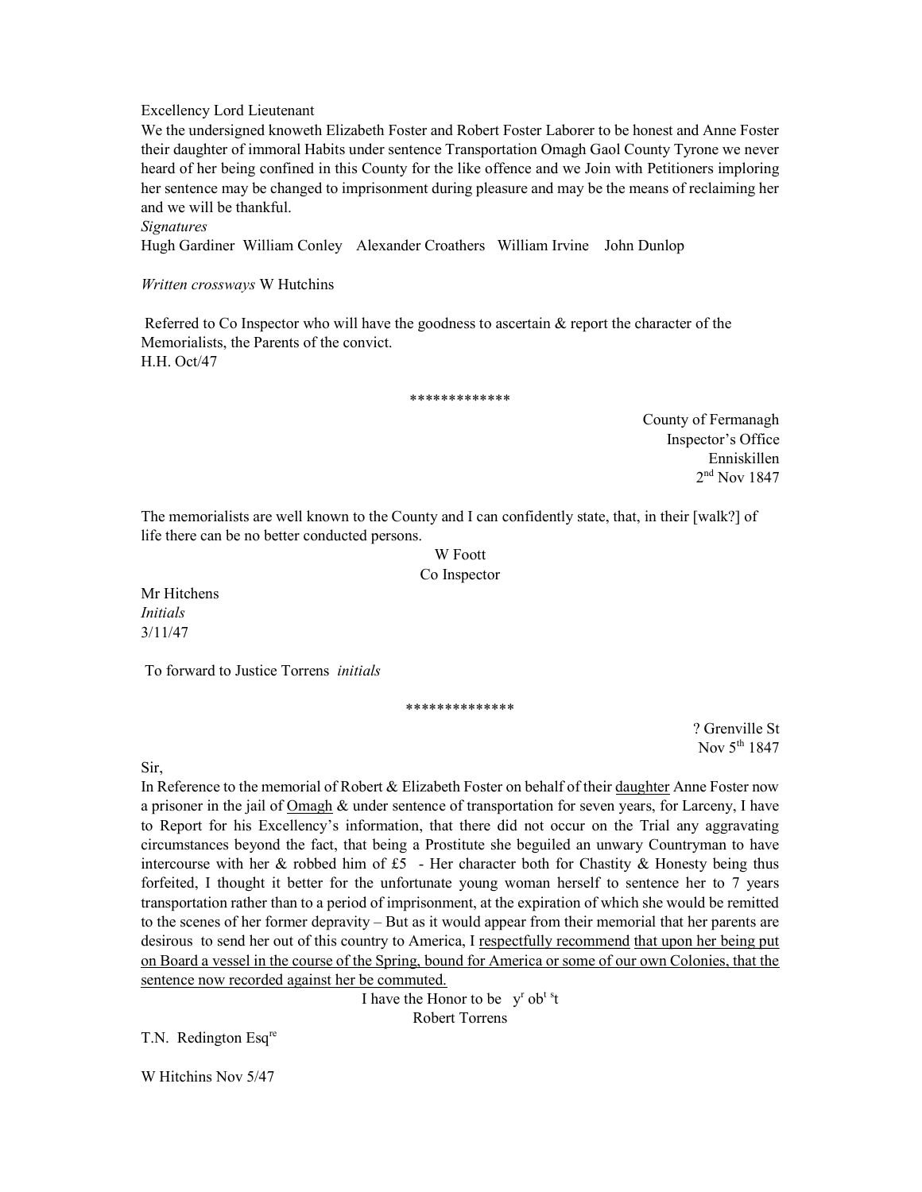Excellency Lord Lieutenant

We the undersigned knoweth Elizabeth Foster and Robert Foster Laborer to be honest and Anne Foster their daughter of immoral Habits under sentence Transportation Omagh Gaol County Tyrone we never heard of her being confined in this County for the like offence and we Join with Petitioners imploring her sentence may be changed to imprisonment during pleasure and may be the means of reclaiming her and we will be thankful.

*Signatures*

Hugh Gardiner William Conley Alexander Croathers William Irvine John Dunlop

*Written crossways* W Hutchins

Referred to Co Inspector who will have the goodness to ascertain & report the character of the Memorialists, the Parents of the convict.

H.H. Oct/47

\*\*\*\*\*\*\*\*\*\*\*\*\*

County of Fermanagh
Inspector's Office
Enniskillen
2nd Nov 1847

The memorialists are well known to the County and I can confidently state, that, in their [walk?] of life there can be no better conducted persons.

W Foott
Co Inspector

Mr Hitchens
*Initials*
3/11/47

To forward to Justice Torrens *initials*

\*\*\*\*\*\*\*\*\*\*\*\*\*\*

? Grenville St
Nov 5th 1847

Sir,

In Reference to the memorial of Robert & Elizabeth Foster on behalf of their daughter Anne Foster now a prisoner in the jail of Omagh & under sentence of transportation for seven years, for Larceny, I have to Report for his Excellency's information, that there did not occur on the Trial any aggravating circumstances beyond the fact, that being a Prostitute she beguiled an unwary Countryman to have intercourse with her & robbed him of £5 - Her character both for Chastity & Honesty being thus forfeited, I thought it better for the unfortunate young woman herself to sentence her to 7 years transportation rather than to a period of imprisonment, at the expiration of which she would be remitted to the scenes of her former depravity – But as it would appear from their memorial that her parents are desirous to send her out of this country to America, I respectfully recommend that upon her being put on Board a vessel in the course of the Spring, bound for America or some of our own Colonies, that the sentence now recorded against her be commuted.

I have the Honor to be yr obt st
Robert Torrens

T.N. Redington Esqre

W Hitchins Nov 5/47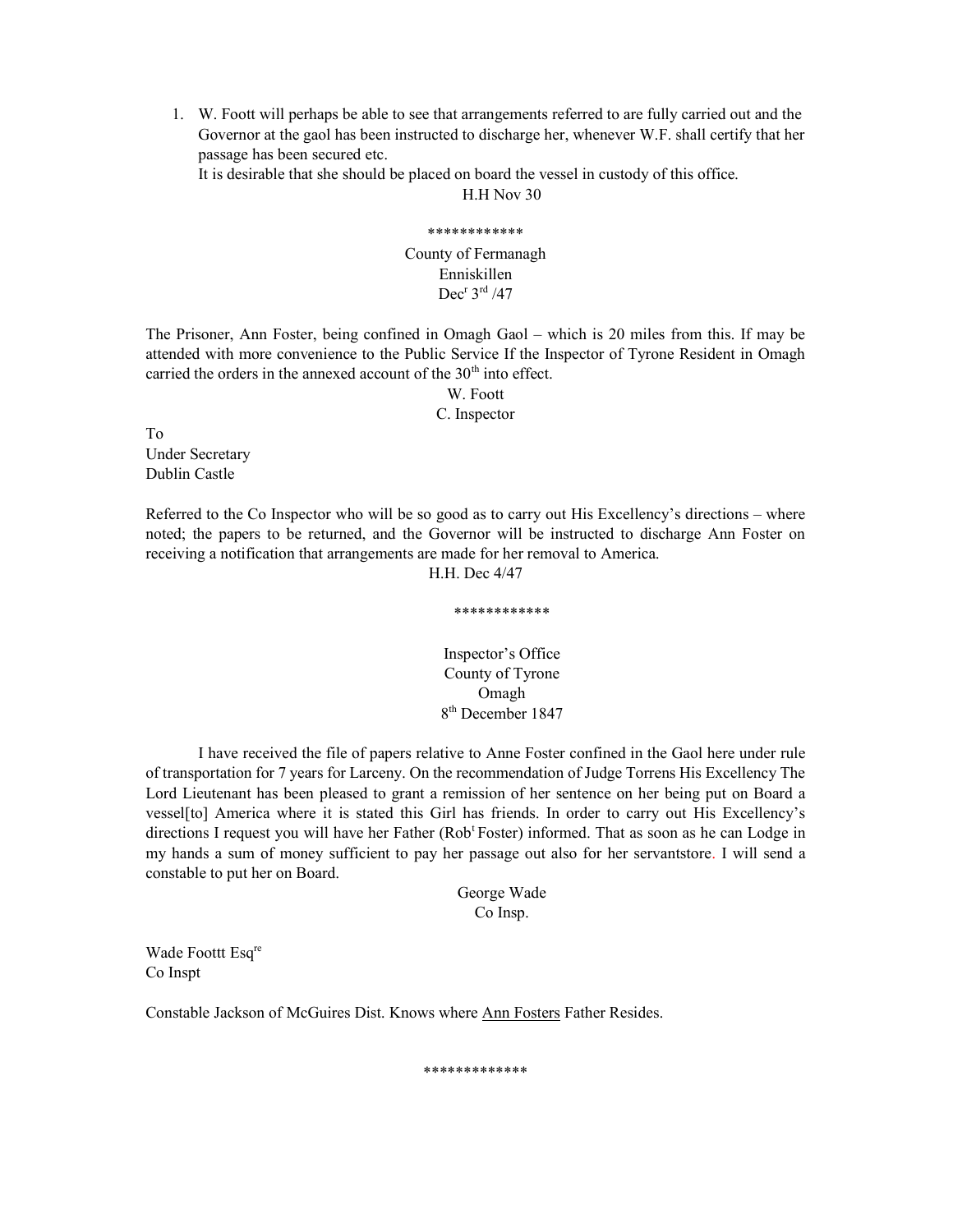1. W. Foott will perhaps be able to see that arrangements referred to are fully carried out and the Governor at the gaol has been instructed to discharge her, whenever W.F. shall certify that her passage has been secured etc.
   It is desirable that she should be placed on board the vessel in custody of this office.

H.H Nov 30

************

County of Fermanagh
Enniskillen
Dec[r] 3[rd] /47

The Prisoner, Ann Foster, being confined in Omagh Gaol – which is 20 miles from this. If may be attended with more convenience to the Public Service If the Inspector of Tyrone Resident in Omagh carried the orders in the annexed account of the 30[th] into effect.

W. Foott
C. Inspector

To
Under Secretary
Dublin Castle

Referred to the Co Inspector who will be so good as to carry out His Excellency's directions – where noted; the papers to be returned, and the Governor will be instructed to discharge Ann Foster on receiving a notification that arrangements are made for her removal to America.

H.H. Dec 4/47

************

Inspector's Office
County of Tyrone
Omagh
8[th] December 1847

I have received the file of papers relative to Anne Foster confined in the Gaol here under rule of transportation for 7 years for Larceny. On the recommendation of Judge Torrens His Excellency The Lord Lieutenant has been pleased to grant a remission of her sentence on her being put on Board a vessel[to] America where it is stated this Girl has friends. In order to carry out His Excellency's directions I request you will have her Father (Rob[t] Foster) informed. That as soon as he can Lodge in my hands a sum of money sufficient to pay her passage out also for her servantstore. I will send a constable to put her on Board.

George Wade
Co Insp.

Wade Foottt Esq[re]
Co Inspt

Constable Jackson of McGuires Dist. Knows where Ann Fosters Father Resides.

*************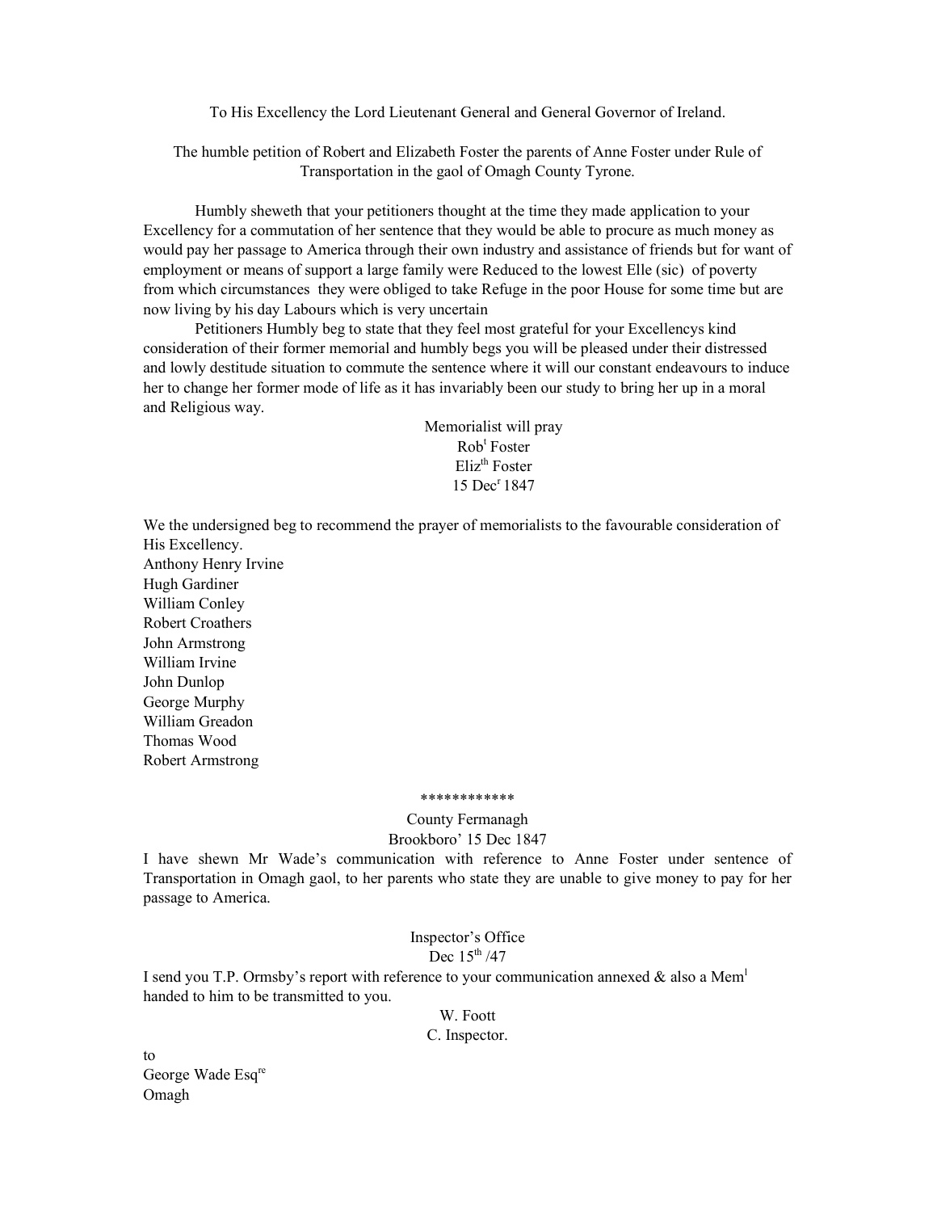To His Excellency the Lord Lieutenant General and General Governor of Ireland.

The humble petition of Robert and Elizabeth Foster the parents of Anne Foster under Rule of Transportation in the gaol of Omagh County Tyrone.

Humbly sheweth that your petitioners thought at the time they made application to your Excellency for a commutation of her sentence that they would be able to procure as much money as would pay her passage to America through their own industry and assistance of friends but for want of employment or means of support a large family were Reduced to the lowest Elle (sic) of poverty from which circumstances they were obliged to take Refuge in the poor House for some time but are now living by his day Labours which is very uncertain

Petitioners Humbly beg to state that they feel most grateful for your Excellencys kind consideration of their former memorial and humbly begs you will be pleased under their distressed and lowly destitute situation to commute the sentence where it will our constant endeavours to induce her to change her former mode of life as it has invariably been our study to bring her up in a moral and Religious way.

Memorialist will pray
Rob[t] Foster
Eliz[th] Foster
15 Dec[r] 1847

We the undersigned beg to recommend the prayer of memorialists to the favourable consideration of His Excellency.
Anthony Henry Irvine
Hugh Gardiner
William Conley
Robert Croathers
John Armstrong
William Irvine
John Dunlop
George Murphy
William Greadon
Thomas Wood
Robert Armstrong

************

County Fermanagh
Brookboro' 15 Dec 1847

I have shewn Mr Wade's communication with reference to Anne Foster under sentence of Transportation in Omagh gaol, to her parents who state they are unable to give money to pay for her passage to America.

Inspector's Office
Dec 15[th] /47

I send you T.P. Ormsby's report with reference to your communication annexed & also a Mem[l] handed to him to be transmitted to you.

W. Foott
C. Inspector.

to
George Wade Esq[re]
Omagh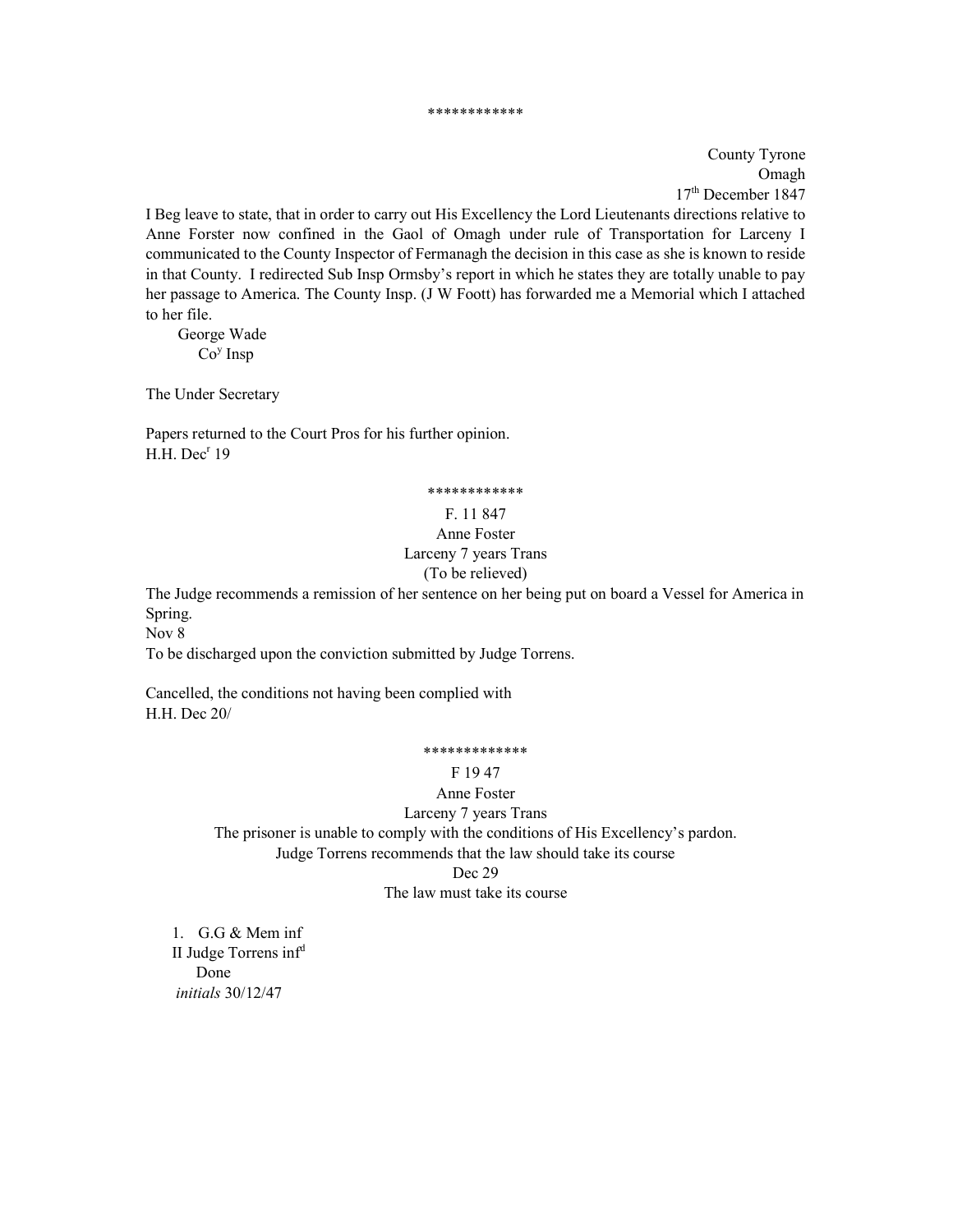************

County Tyrone
Omagh
17th December 1847

I Beg leave to state, that in order to carry out His Excellency the Lord Lieutenants directions relative to Anne Forster now confined in the Gaol of Omagh under rule of Transportation for Larceny I communicated to the County Inspector of Fermanagh the decision in this case as she is known to reside in that County. I redirected Sub Insp Ormsby's report in which he states they are totally unable to pay her passage to America. The County Insp. (J W Foott) has forwarded me a Memorial which I attached to her file.

George Wade
Coy Insp

The Under Secretary

Papers returned to the Court Pros for his further opinion.
H.H. Decr 19

************

F. 11 847
Anne Foster
Larceny 7 years Trans
(To be relieved)

The Judge recommends a remission of her sentence on her being put on board a Vessel for America in Spring.
Nov 8
To be discharged upon the conviction submitted by Judge Torrens.

Cancelled, the conditions not having been complied with
H.H. Dec 20/

*************

F 19 47
Anne Foster
Larceny 7 years Trans
The prisoner is unable to comply with the conditions of His Excellency's pardon.
Judge Torrens recommends that the law should take its course
Dec 29
The law must take its course

1. G.G & Mem inf
II Judge Torrens infd
Done
*initials* 30/12/47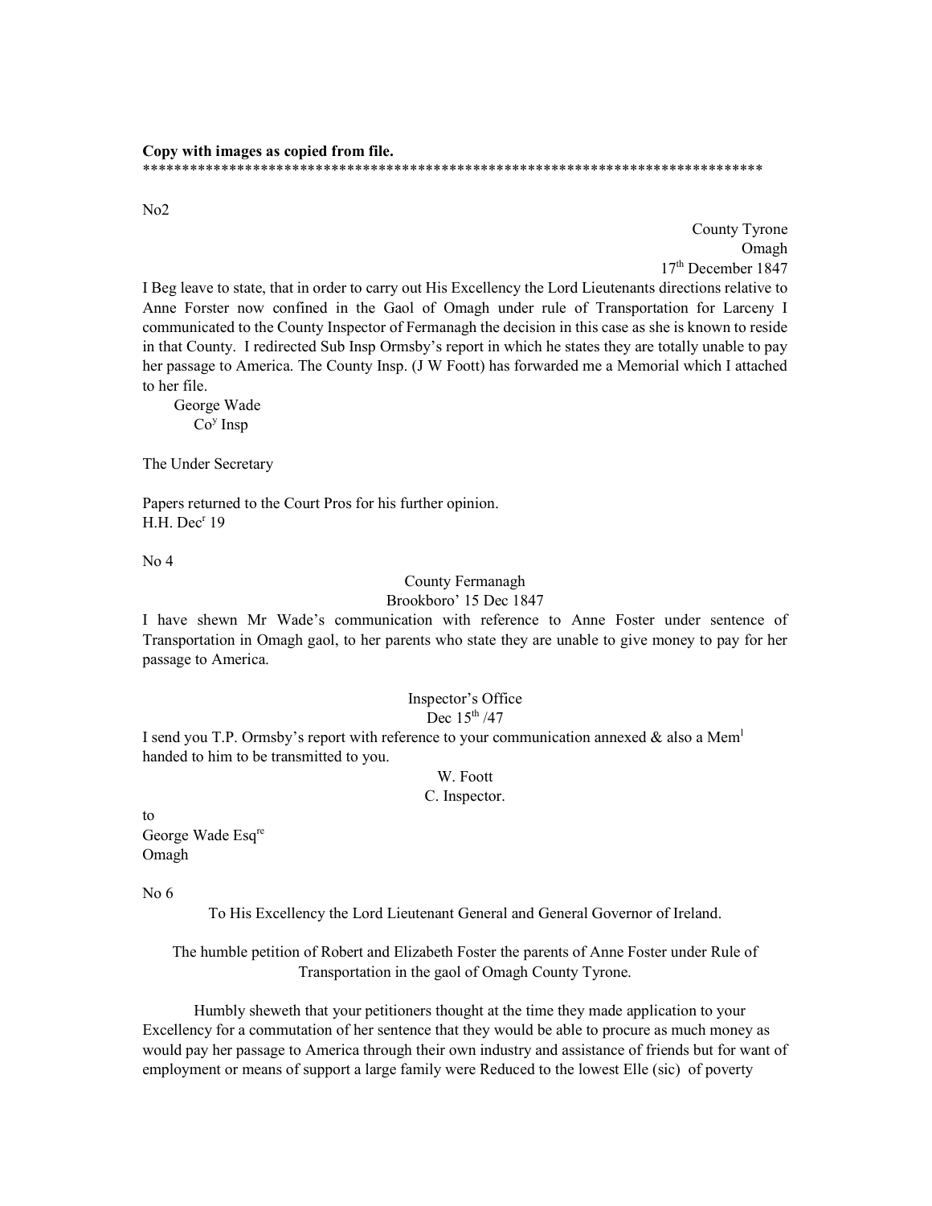**Copy with images as copied from file.**
**********************************************************************************

No2

County Tyrone
Omagh
17th December 1847

I Beg leave to state, that in order to carry out His Excellency the Lord Lieutenants directions relative to Anne Forster now confined in the Gaol of Omagh under rule of Transportation for Larceny I communicated to the County Inspector of Fermanagh the decision in this case as she is known to reside in that County. I redirected Sub Insp Ormsby's report in which he states they are totally unable to pay her passage to America. The County Insp. (J W Foott) has forwarded me a Memorial which I attached to her file.

George Wade
Co[y] Insp

The Under Secretary

Papers returned to the Court Pros for his further opinion.
H.H. Dec[r] 19

No 4

County Fermanagh
Brookboro' 15 Dec 1847

I have shewn Mr Wade's communication with reference to Anne Foster under sentence of Transportation in Omagh gaol, to her parents who state they are unable to give money to pay for her passage to America.

Inspector's Office
Dec 15th /47

I send you T.P. Ormsby's report with reference to your communication annexed & also a Mem[l] handed to him to be transmitted to you.

W. Foott
C. Inspector.

to
George Wade Esq[re]
Omagh

No 6

To His Excellency the Lord Lieutenant General and General Governor of Ireland.

The humble petition of Robert and Elizabeth Foster the parents of Anne Foster under Rule of Transportation in the gaol of Omagh County Tyrone.

Humbly sheweth that your petitioners thought at the time they made application to your Excellency for a commutation of her sentence that they would be able to procure as much money as would pay her passage to America through their own industry and assistance of friends but for want of employment or means of support a large family were Reduced to the lowest Elle (sic) of poverty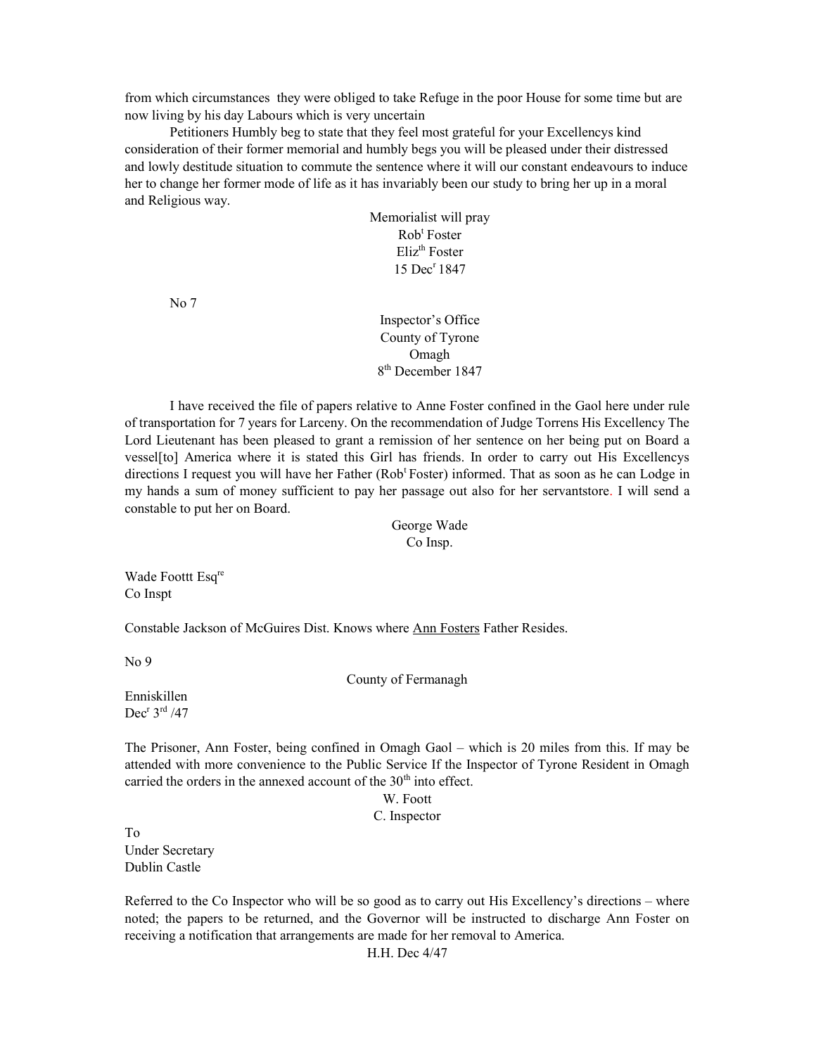from which circumstances they were obliged to take Refuge in the poor House for some time but are now living by his day Labours which is very uncertain

Petitioners Humbly beg to state that they feel most grateful for your Excellencys kind consideration of their former memorial and humbly begs you will be pleased under their distressed and lowly destitude situation to commute the sentence where it will our constant endeavours to induce her to change her former mode of life as it has invariably been our study to bring her up in a moral and Religious way.

Memorialist will pray
Rob[t] Foster
Eliz[th] Foster
15 Dec[r] 1847

No 7

Inspector's Office
County of Tyrone
Omagh
8[th] December 1847

I have received the file of papers relative to Anne Foster confined in the Gaol here under rule of transportation for 7 years for Larceny. On the recommendation of Judge Torrens His Excellency The Lord Lieutenant has been pleased to grant a remission of her sentence on her being put on Board a vessel[to] America where it is stated this Girl has friends. In order to carry out His Excellencys directions I request you will have her Father (Rob[t] Foster) informed. That as soon as he can Lodge in my hands a sum of money sufficient to pay her passage out also for her servantstore. I will send a constable to put her on Board.

George Wade
Co Insp.

Wade Foottt Esq[re]
Co Inspt

Constable Jackson of McGuires Dist. Knows where Ann Fosters Father Resides.

No 9

County of Fermanagh

Enniskillen
Dec[r] 3[rd] /47

The Prisoner, Ann Foster, being confined in Omagh Gaol – which is 20 miles from this. If may be attended with more convenience to the Public Service If the Inspector of Tyrone Resident in Omagh carried the orders in the annexed account of the 30[th] into effect.

W. Foott
C. Inspector

To
Under Secretary
Dublin Castle

Referred to the Co Inspector who will be so good as to carry out His Excellency's directions – where noted; the papers to be returned, and the Governor will be instructed to discharge Ann Foster on receiving a notification that arrangements are made for her removal to America.

H.H. Dec 4/47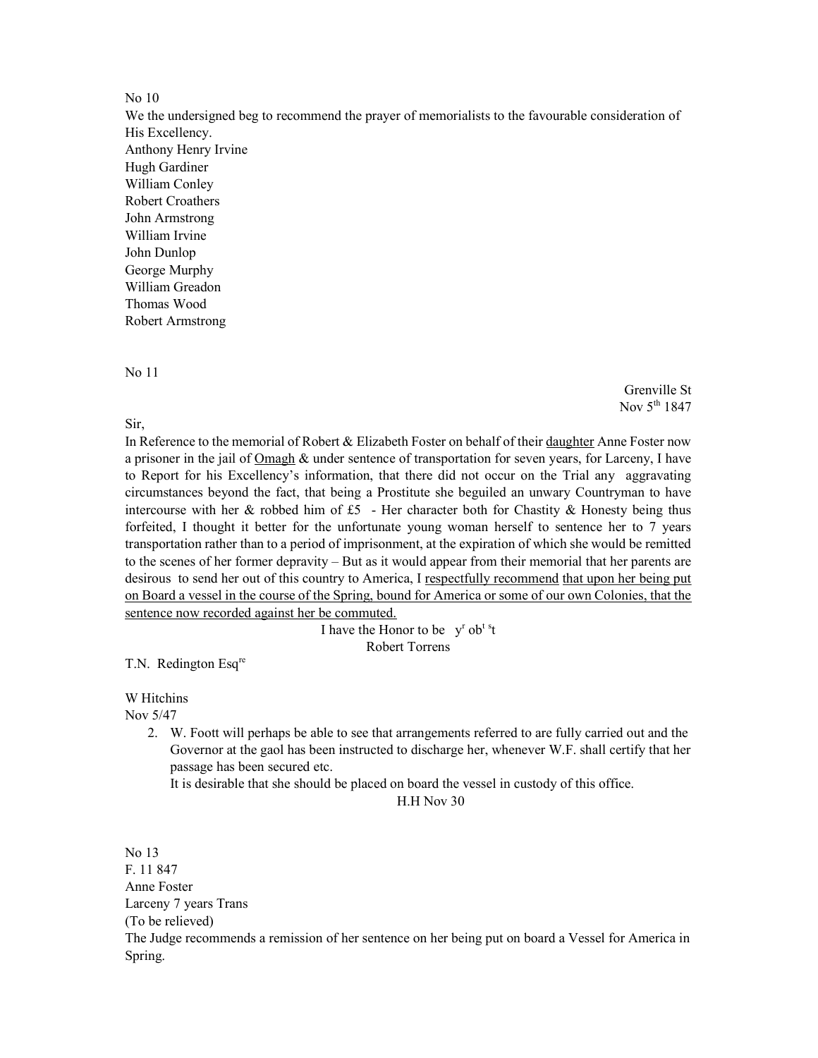No 10

We the undersigned beg to recommend the prayer of memorialists to the favourable consideration of His Excellency.

Anthony Henry Irvine
Hugh Gardiner
William Conley
Robert Croathers
John Armstrong
William Irvine
John Dunlop
George Murphy
William Greadon
Thomas Wood
Robert Armstrong

No 11

Grenville St
Nov 5th 1847

Sir,

In Reference to the memorial of Robert & Elizabeth Foster on behalf of their <u>daughter</u> Anne Foster now a prisoner in the jail of <u>Omagh</u> & under sentence of transportation for seven years, for Larceny, I have to Report for his Excellency's information, that there did not occur on the Trial any aggravating circumstances beyond the fact, that being a Prostitute she beguiled an unwary Countryman to have intercourse with her & robbed him of £5 - Her character both for Chastity & Honesty being thus forfeited, I thought it better for the unfortunate young woman herself to sentence her to 7 years transportation rather than to a period of imprisonment, at the expiration of which she would be remitted to the scenes of her former depravity – But as it would appear from their memorial that her parents are desirous to send her out of this country to America, I <u>respectfully recommend</u> <u>that upon her being put on Board a vessel in the course of the Spring, bound for America or some of our own Colonies, that the sentence now recorded against her be commuted.</u>

I have the Honor to be yr obt st
Robert Torrens

T.N. Redington Esqre

W Hitchins
Nov 5/47

2. W. Foott will perhaps be able to see that arrangements referred to are fully carried out and the Governor at the gaol has been instructed to discharge her, whenever W.F. shall certify that her passage has been secured etc.
   It is desirable that she should be placed on board the vessel in custody of this office.

H.H Nov 30

No 13
F. 11 847
Anne Foster
Larceny 7 years Trans
(To be relieved)
The Judge recommends a remission of her sentence on her being put on board a Vessel for America in Spring.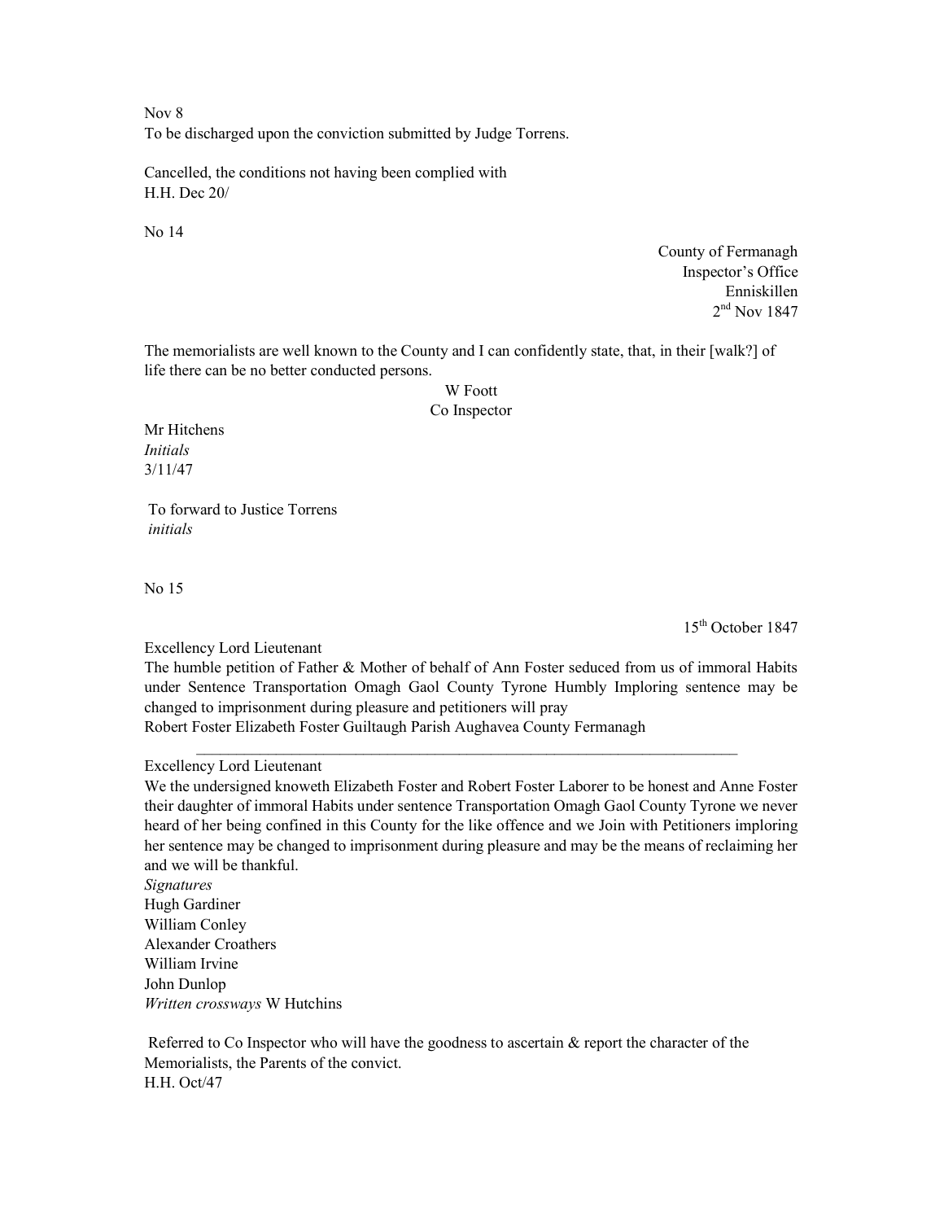Nov 8
To be discharged upon the conviction submitted by Judge Torrens.

Cancelled, the conditions not having been complied with
H.H. Dec 20/

No 14

County of Fermanagh
Inspector's Office
Enniskillen
2nd Nov 1847

The memorialists are well known to the County and I can confidently state, that, in their [walk?] of life there can be no better conducted persons.

W Foott
Co Inspector

Mr Hitchens
*Initials*
3/11/47

To forward to Justice Torrens
*initials*

No 15

15th October 1847

Excellency Lord Lieutenant
The humble petition of Father & Mother of behalf of Ann Foster seduced from us of immoral Habits under Sentence Transportation Omagh Gaol County Tyrone Humbly Imploring sentence may be changed to imprisonment during pleasure and petitioners will pray
Robert Foster Elizabeth Foster Guiltaugh Parish Aughavea County Fermanagh

---

Excellency Lord Lieutenant
We the undersigned knoweth Elizabeth Foster and Robert Foster Laborer to be honest and Anne Foster their daughter of immoral Habits under sentence Transportation Omagh Gaol County Tyrone we never heard of her being confined in this County for the like offence and we Join with Petitioners imploring her sentence may be changed to imprisonment during pleasure and may be the means of reclaiming her and we will be thankful.
*Signatures*
Hugh Gardiner
William Conley
Alexander Croathers
William Irvine
John Dunlop
*Written crossways* W Hutchins

Referred to Co Inspector who will have the goodness to ascertain & report the character of the Memorialists, the Parents of the convict.
H.H. Oct/47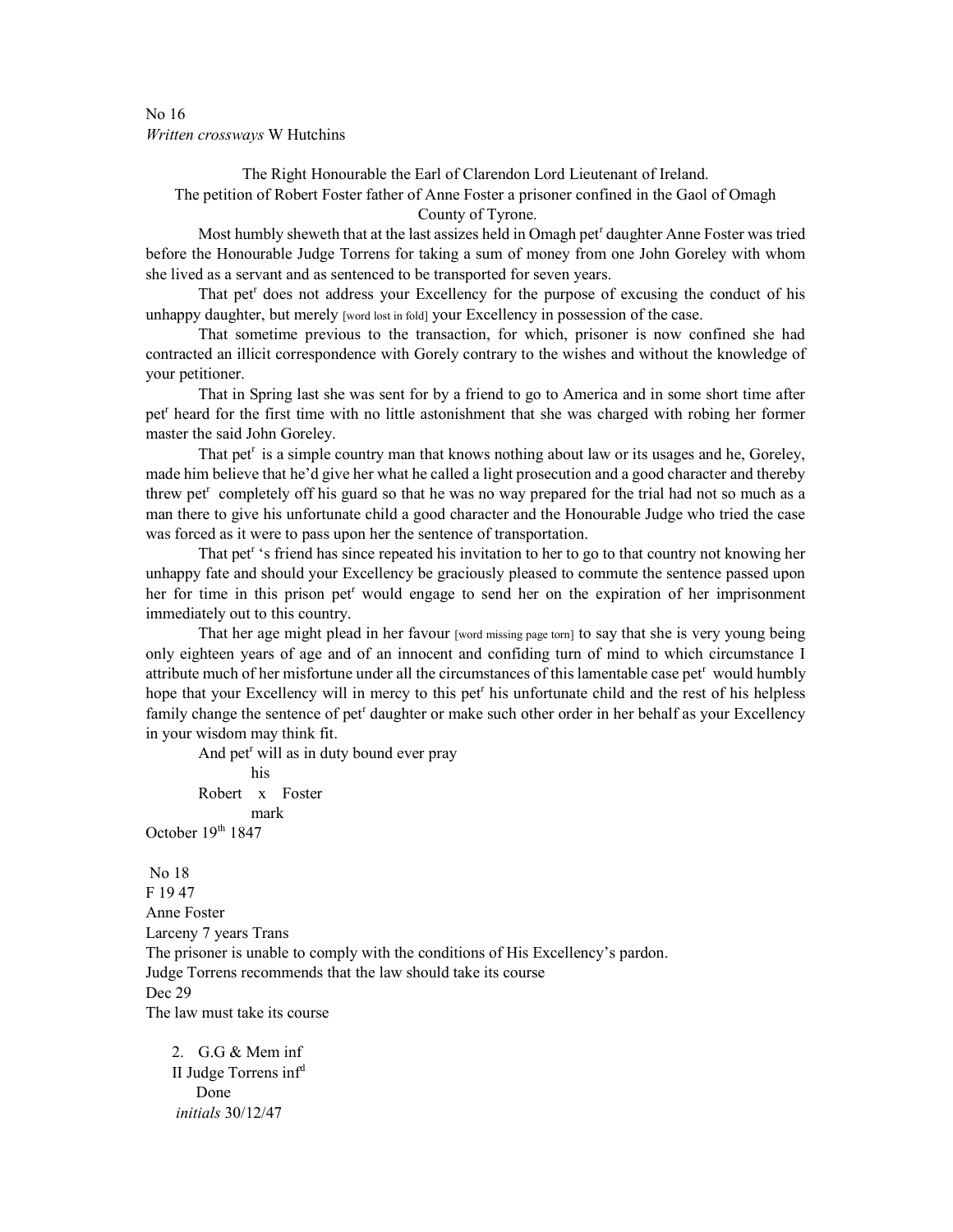No 16

*Written crossways* W Hutchins

The Right Honourable the Earl of Clarendon Lord Lieutenant of Ireland.

The petition of Robert Foster father of Anne Foster a prisoner confined in the Gaol of Omagh County of Tyrone.

Most humbly sheweth that at the last assizes held in Omagh pet[r] daughter Anne Foster was tried before the Honourable Judge Torrens for taking a sum of money from one John Goreley with whom she lived as a servant and as sentenced to be transported for seven years.

That pet[r] does not address your Excellency for the purpose of excusing the conduct of his unhappy daughter, but merely [word lost in fold] your Excellency in possession of the case.

That sometime previous to the transaction, for which, prisoner is now confined she had contracted an illicit correspondence with Gorely contrary to the wishes and without the knowledge of your petitioner.

That in Spring last she was sent for by a friend to go to America and in some short time after pet[r] heard for the first time with no little astonishment that she was charged with robing her former master the said John Goreley.

That pet[r] is a simple country man that knows nothing about law or its usages and he, Goreley, made him believe that he'd give her what he called a light prosecution and a good character and thereby threw pet[r] completely off his guard so that he was no way prepared for the trial had not so much as a man there to give his unfortunate child a good character and the Honourable Judge who tried the case was forced as it were to pass upon her the sentence of transportation.

That pet[r] 's friend has since repeated his invitation to her to go to that country not knowing her unhappy fate and should your Excellency be graciously pleased to commute the sentence passed upon her for time in this prison pet[r] would engage to send her on the expiration of her imprisonment immediately out to this country.

That her age might plead in her favour [word missing page torn] to say that she is very young being only eighteen years of age and of an innocent and confiding turn of mind to which circumstance I attribute much of her misfortune under all the circumstances of this lamentable case pet[r] would humbly hope that your Excellency will in mercy to this pet[r] his unfortunate child and the rest of his helpless family change the sentence of pet[r] daughter or make such other order in her behalf as your Excellency in your wisdom may think fit.

And pet[r] will as in duty bound ever pray

his
Robert x Foster
mark

October 19[th] 1847

No 18

F 19 47

Anne Foster

Larceny 7 years Trans

The prisoner is unable to comply with the conditions of His Excellency's pardon.

Judge Torrens recommends that the law should take its course

Dec 29

The law must take its course

2. G.G & Mem inf

II Judge Torrens inf[d]

Done

*initials* 30/12/47